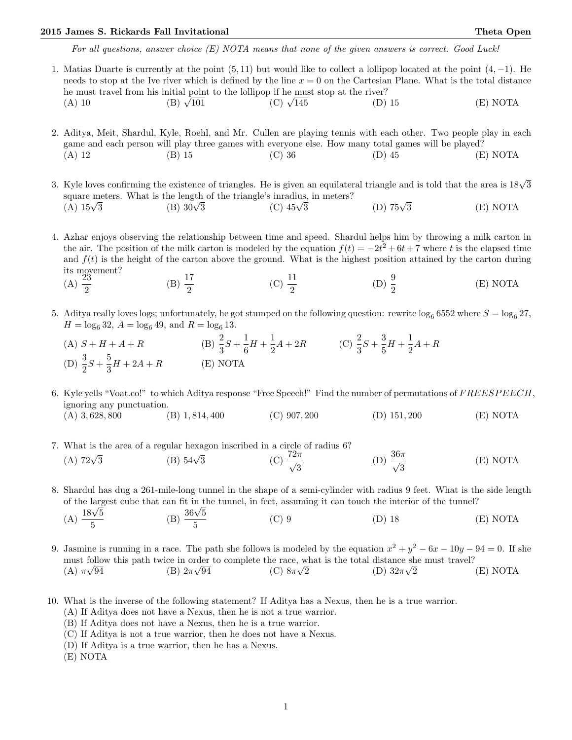**2015 James S. Rickards Fall Invitational** **Theta Open**

*For all questions, answer choice (E) NOTA means that none of the given answers is correct. Good Luck!*

1. Matias Duarte is currently at the point $(5, 11)$ but would like to collect a lollipop located at the point $(4, -1)$. He needs to stop at the Ive river which is defined by the line $x = 0$ on the Cartesian Plane. What is the total distance he must travel from his initial point to the lollipop if he must stop at the river?
   (A) 10 (B) $\sqrt{101}$ (C) $\sqrt{145}$ (D) 15 (E) NOTA

2. Aditya, Meit, Shardul, Kyle, Roehl, and Mr. Cullen are playing tennis with each other. Two people play in each game and each person will play three games with everyone else. How many total games will be played?
   (A) 12 (B) 15 (C) 36 (D) 45 (E) NOTA

3. Kyle loves confirming the existence of triangles. He is given an equilateral triangle and is told that the area is $18\sqrt{3}$ square meters. What is the length of the triangle's inradius, in meters?
   (A) $15\sqrt{3}$ (B) $30\sqrt{3}$ (C) $45\sqrt{3}$ (D) $75\sqrt{3}$ (E) NOTA

4. Azhar enjoys observing the relationship between time and speed. Shardul helps him by throwing a milk carton in the air. The position of the milk carton is modeled by the equation $f(t) = -2t^2 + 6t + 7$ where $t$ is the elapsed time and $f(t)$ is the height of the carton above the ground. What is the highest position attained by the carton during its movement?
   (A) $\frac{23}{2}$ (B) $\frac{17}{2}$ (C) $\frac{11}{2}$ (D) $\frac{9}{2}$ (E) NOTA

5. Aditya really loves logs; unfortunately, he got stumped on the following question: rewrite $\log_6 6552$ where $S = \log_6 27$, $H = \log_6 32$, $A = \log_6 49$, and $R = \log_6 13$.
   (A) $S + H + A + R$ (B) $\frac{2}{3}S + \frac{1}{6}H + \frac{1}{2}A + 2R$ (C) $\frac{2}{3}S + \frac{3}{5}H + \frac{1}{2}A + R$
   (D) $\frac{3}{2}S + \frac{5}{3}H + 2A + R$ (E) NOTA

6. Kyle yells "Voat.co!" to which Aditya response "Free Speech!" Find the number of permutations of $FREESPEECH$, ignoring any punctuation.
   (A) 3,628,800 (B) 1,814,400 (C) 907,200 (D) 151,200 (E) NOTA

7. What is the area of a regular hexagon inscribed in a circle of radius 6?
   (A) $72\sqrt{3}$ (B) $54\sqrt{3}$ (C) $\frac{72\pi}{\sqrt{3}}$ (D) $\frac{36\pi}{\sqrt{3}}$ (E) NOTA

8. Shardul has dug a 261-mile-long tunnel in the shape of a semi-cylinder with radius 9 feet. What is the side length of the largest cube that can fit in the tunnel, in feet, assuming it can touch the interior of the tunnel?
   (A) $\frac{18\sqrt{5}}{5}$ (B) $\frac{36\sqrt{5}}{5}$ (C) 9 (D) 18 (E) NOTA

9. Jasmine is running in a race. The path she follows is modeled by the equation $x^2 + y^2 - 6x - 10y - 94 = 0$. If she must follow this path twice in order to complete the race, what is the total distance she must travel?
   (A) $\pi\sqrt{94}$ (B) $2\pi\sqrt{94}$ (C) $8\pi\sqrt{2}$ (D) $32\pi\sqrt{2}$ (E) NOTA

10. What is the inverse of the following statement? If Aditya has a Nexus, then he is a true warrior.
    (A) If Aditya does not have a Nexus, then he is not a true warrior.
    (B) If Aditya does not have a Nexus, then he is a true warrior.
    (C) If Aditya is not a true warrior, then he does not have a Nexus.
    (D) If Aditya is a true warrior, then he has a Nexus.
    (E) NOTA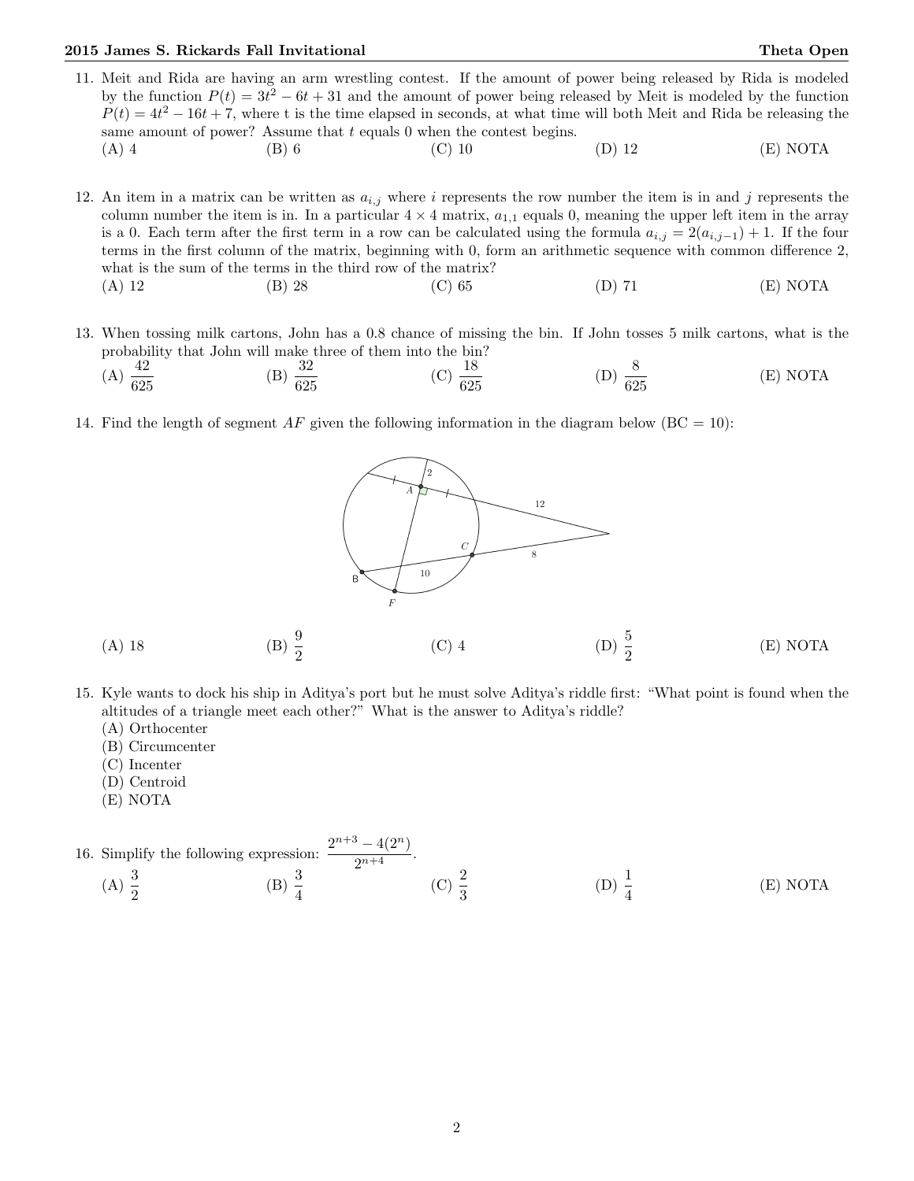11. Meit and Rida are having an arm wrestling contest. If the amount of power being released by Rida is modeled by the function $P(t) = 3t^2 - 6t + 31$ and the amount of power being released by Meit is modeled by the function $P(t) = 4t^2 - 16t + 7$, where t is the time elapsed in seconds, at what time will both Meit and Rida be releasing the same amount of power? Assume that $t$ equals 0 when the contest begins.

(A) 4 (B) 6 (C) 10 (D) 12 (E) NOTA

12. An item in a matrix can be written as $a_{i,j}$ where $i$ represents the row number the item is in and $j$ represents the column number the item is in. In a particular $4 \times 4$ matrix, $a_{1,1}$ equals 0, meaning the upper left item in the array is a 0. Each term after the first term in a row can be calculated using the formula $a_{i,j} = 2(a_{i,j-1}) + 1$. If the four terms in the first column of the matrix, beginning with 0, form an arithmetic sequence with common difference 2, what is the sum of the terms in the third row of the matrix?

(A) 12 (B) 28 (C) 65 (D) 71 (E) NOTA

13. When tossing milk cartons, John has a 0.8 chance of missing the bin. If John tosses 5 milk cartons, what is the probability that John will make three of them into the bin?

(A) $\frac{42}{625}$ (B) $\frac{32}{625}$ (C) $\frac{18}{625}$ (D) $\frac{8}{625}$ (E) NOTA

14. Find the length of segment $AF$ given the following information in the diagram below (BC = 10):

(A) 18 (B) $\frac{9}{2}$ (C) 4 (D) $\frac{5}{2}$ (E) NOTA

15. Kyle wants to dock his ship in Aditya's port but he must solve Aditya's riddle first: "What point is found when the altitudes of a triangle meet each other?" What is the answer to Aditya's riddle?

(A) Orthocenter
(B) Circumcenter
(C) Incenter
(D) Centroid
(E) NOTA

16. Simplify the following expression: $\frac{2^{n+3} - 4(2^n)}{2^{n+4}}$.

(A) $\frac{3}{2}$ (B) $\frac{3}{4}$ (C) $\frac{2}{3}$ (D) $\frac{1}{4}$ (E) NOTA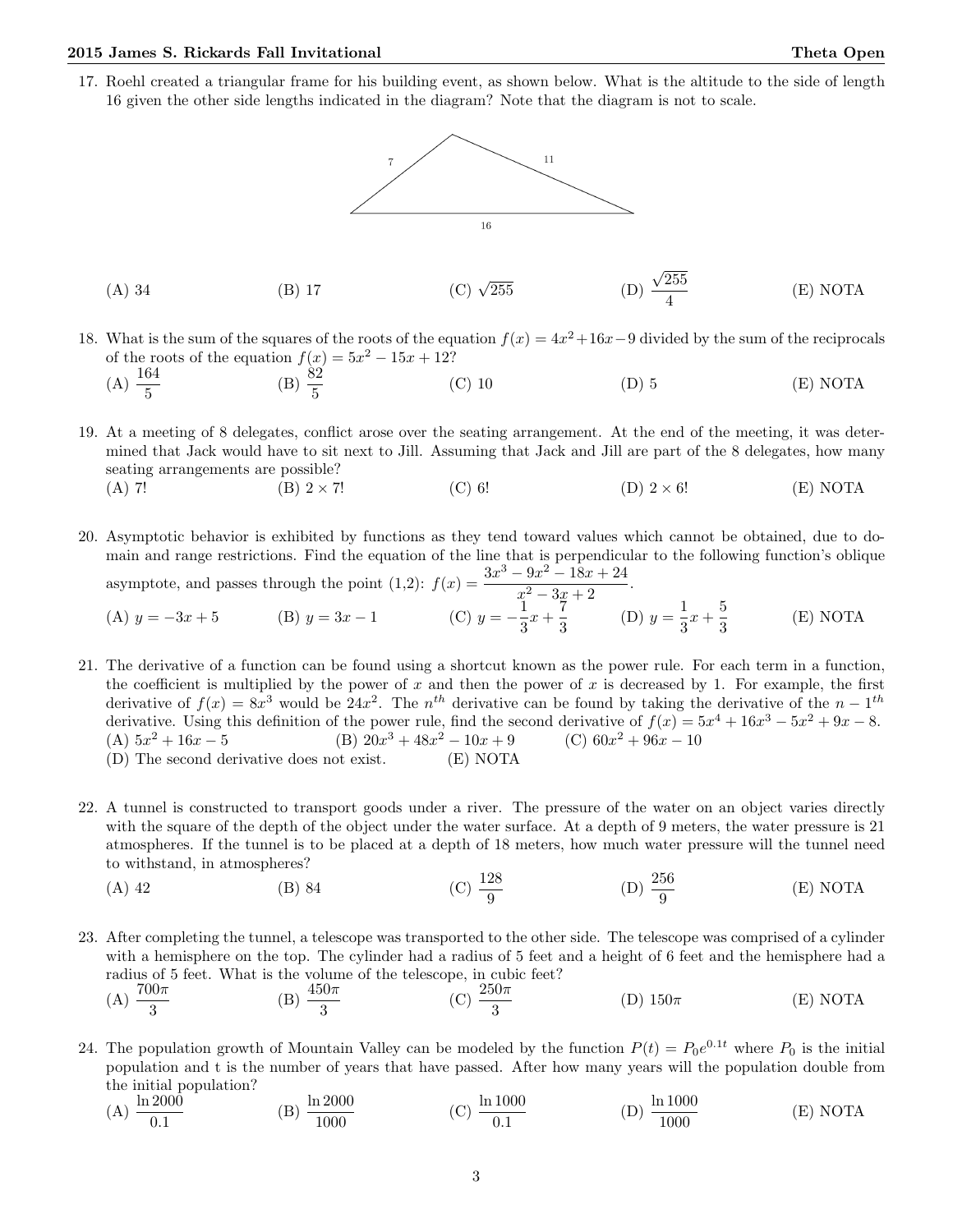17. Roehl created a triangular frame for his building event, as shown below. What is the altitude to the side of length 16 given the other side lengths indicated in the diagram? Note that the diagram is not to scale.

(A) 34 (B) 17 (C) $\sqrt{255}$ (D) $\frac{\sqrt{255}}{4}$ (E) NOTA

18. What is the sum of the squares of the roots of the equation $f(x) = 4x^2+16x-9$ divided by the sum of the reciprocals of the roots of the equation $f(x) = 5x^2 - 15x + 12$?

(A) $\frac{164}{5}$ (B) $\frac{82}{5}$ (C) 10 (D) 5 (E) NOTA

19. At a meeting of 8 delegates, conflict arose over the seating arrangement. At the end of the meeting, it was determined that Jack would have to sit next to Jill. Assuming that Jack and Jill are part of the 8 delegates, how many seating arrangements are possible?

(A) 7! (B) $2 \times 7!$ (C) 6! (D) $2 \times 6!$ (E) NOTA

20. Asymptotic behavior is exhibited by functions as they tend toward values which cannot be obtained, due to domain and range restrictions. Find the equation of the line that is perpendicular to the following function's oblique asymptote, and passes through the point (1,2): $f(x) = \frac{3x^3 - 9x^2 - 18x + 24}{x^2 - 3x + 2}$.

(A) $y = -3x + 5$ (B) $y = 3x - 1$ (C) $y = -\frac{1}{3}x + \frac{7}{3}$ (D) $y = \frac{1}{3}x + \frac{5}{3}$ (E) NOTA

21. The derivative of a function can be found using a shortcut known as the power rule. For each term in a function, the coefficient is multiplied by the power of $x$ and then the power of $x$ is decreased by 1. For example, the first derivative of $f(x) = 8x^3$ would be $24x^2$. The $n^{th}$ derivative can be found by taking the derivative of the $n - 1^{th}$ derivative. Using this definition of the power rule, find the second derivative of $f(x) = 5x^4 + 16x^3 - 5x^2 + 9x - 8$.

(A) $5x^2 + 16x - 5$ (B) $20x^3 + 48x^2 - 10x + 9$ (C) $60x^2 + 96x - 10$
(D) The second derivative does not exist. (E) NOTA

22. A tunnel is constructed to transport goods under a river. The pressure of the water on an object varies directly with the square of the depth of the object under the water surface. At a depth of 9 meters, the water pressure is 21 atmospheres. If the tunnel is to be placed at a depth of 18 meters, how much water pressure will the tunnel need to withstand, in atmospheres?

(A) 42 (B) 84 (C) $\frac{128}{9}$ (D) $\frac{256}{9}$ (E) NOTA

23. After completing the tunnel, a telescope was transported to the other side. The telescope was comprised of a cylinder with a hemisphere on the top. The cylinder had a radius of 5 feet and a height of 6 feet and the hemisphere had a radius of 5 feet. What is the volume of the telescope, in cubic feet?

(A) $\frac{700\pi}{3}$ (B) $\frac{450\pi}{3}$ (C) $\frac{250\pi}{3}$ (D) $150\pi$ (E) NOTA

24. The population growth of Mountain Valley can be modeled by the function $P(t) = P_0e^{0.1t}$ where $P_0$ is the initial population and t is the number of years that have passed. After how many years will the population double from the initial population?

(A) $\frac{\ln 2000}{0.1}$ (B) $\frac{\ln 2000}{1000}$ (C) $\frac{\ln 1000}{0.1}$ (D) $\frac{\ln 1000}{1000}$ (E) NOTA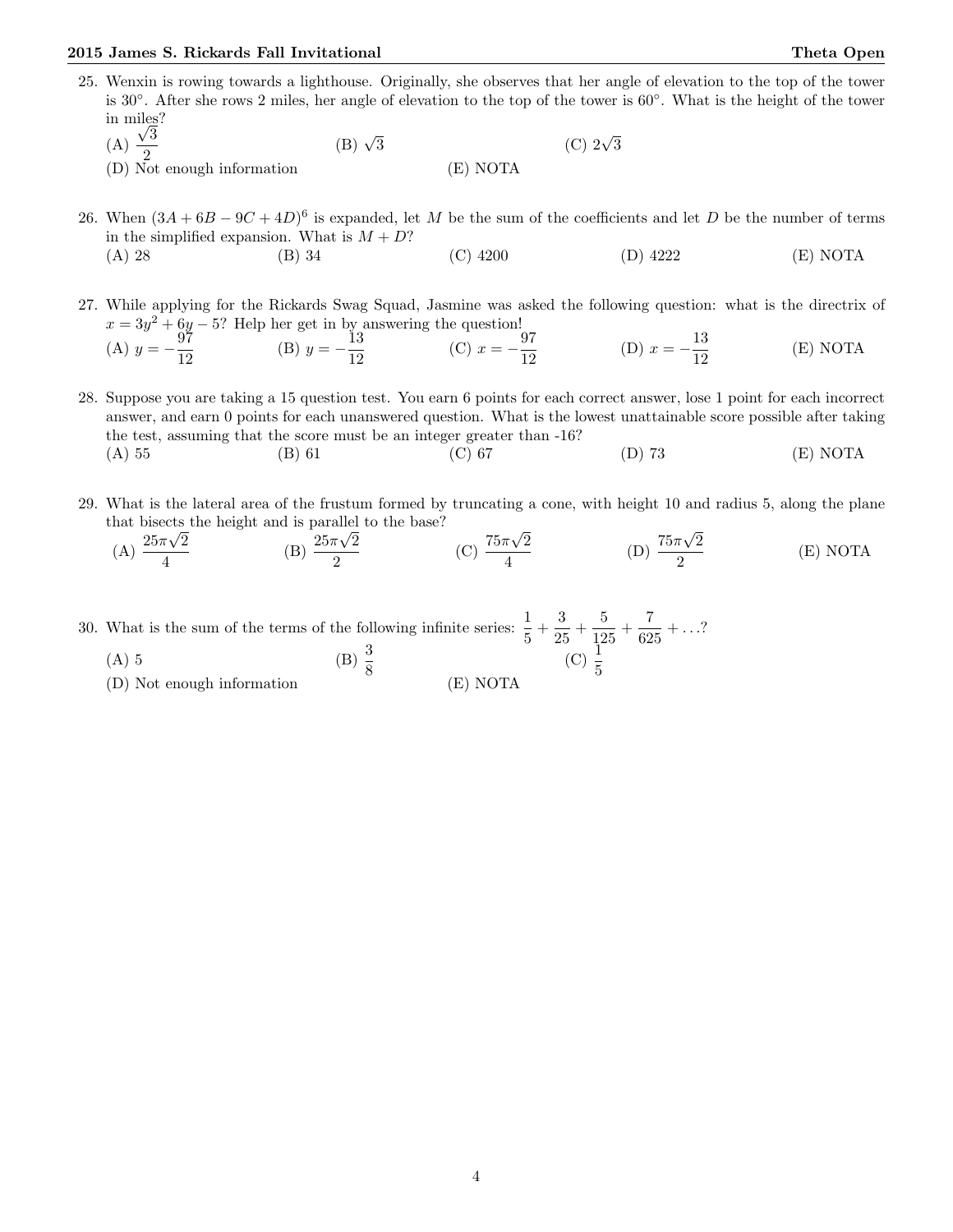25. Wenxin is rowing towards a lighthouse. Originally, she observes that her angle of elevation to the top of the tower is $30°$. After she rows 2 miles, her angle of elevation to the top of the tower is $60°$. What is the height of the tower in miles?

(A) $\frac{\sqrt{3}}{2}$ (B) $\sqrt{3}$ (C) $2\sqrt{3}$
(D) Not enough information (E) NOTA

26. When $(3A + 6B - 9C + 4D)^6$ is expanded, let $M$ be the sum of the coefficients and let $D$ be the number of terms in the simplified expansion. What is $M + D$?

(A) 28 (B) 34 (C) 4200 (D) 4222 (E) NOTA

27. While applying for the Rickards Swag Squad, Jasmine was asked the following question: what is the directrix of $x = 3y^2 + 6y - 5$? Help her get in by answering the question!

(A) $y = -\frac{97}{12}$ (B) $y = -\frac{13}{12}$ (C) $x = -\frac{97}{12}$ (D) $x = -\frac{13}{12}$ (E) NOTA

28. Suppose you are taking a 15 question test. You earn 6 points for each correct answer, lose 1 point for each incorrect answer, and earn 0 points for each unanswered question. What is the lowest unattainable score possible after taking the test, assuming that the score must be an integer greater than -16?

(A) 55 (B) 61 (C) 67 (D) 73 (E) NOTA

29. What is the lateral area of the frustum formed by truncating a cone, with height 10 and radius 5, along the plane that bisects the height and is parallel to the base?

(A) $\frac{25\pi\sqrt{2}}{4}$ (B) $\frac{25\pi\sqrt{2}}{2}$ (C) $\frac{75\pi\sqrt{2}}{4}$ (D) $\frac{75\pi\sqrt{2}}{2}$ (E) NOTA

30. What is the sum of the terms of the following infinite series: $\frac{1}{5} + \frac{3}{25} + \frac{5}{125} + \frac{7}{625} + \ldots$?

(A) 5 (B) $\frac{3}{8}$ (C) $\frac{1}{5}$
(D) Not enough information (E) NOTA